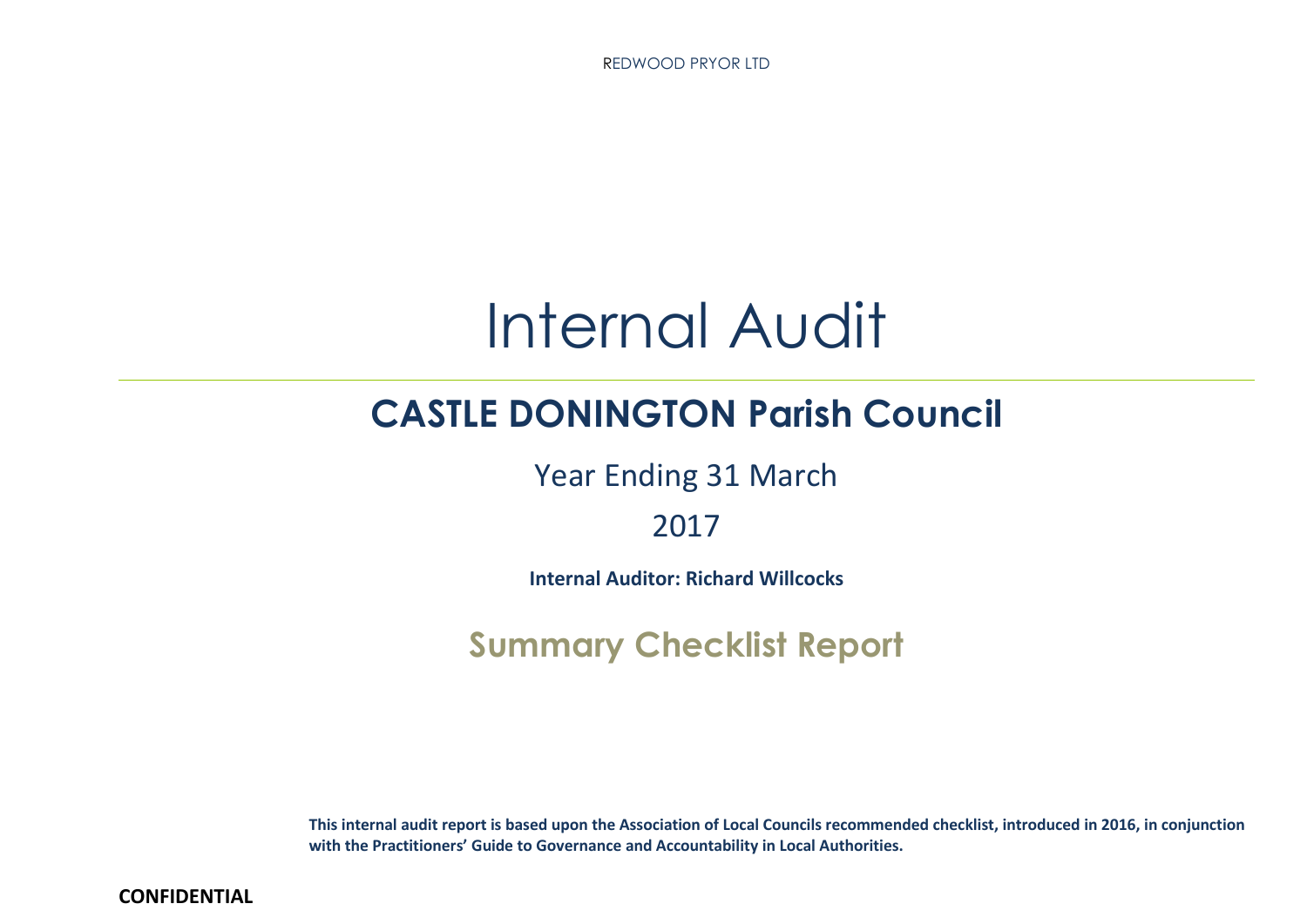REDWOOD PRYOR LTD

# Internal Audit

## CASTLE DONINGTON Parish Council

Year Ending 31 March

2017

**Internal Auditor: Richard Willcocks**

## Summary Checklist Report

**This internal audit report is based upon the Association of Local Councils recommended checklist, introduced in 2016, in conjunction with the Practitioners' Guide to Governance and Accountability in Local Authorities.**

**CONFIDENTIAL**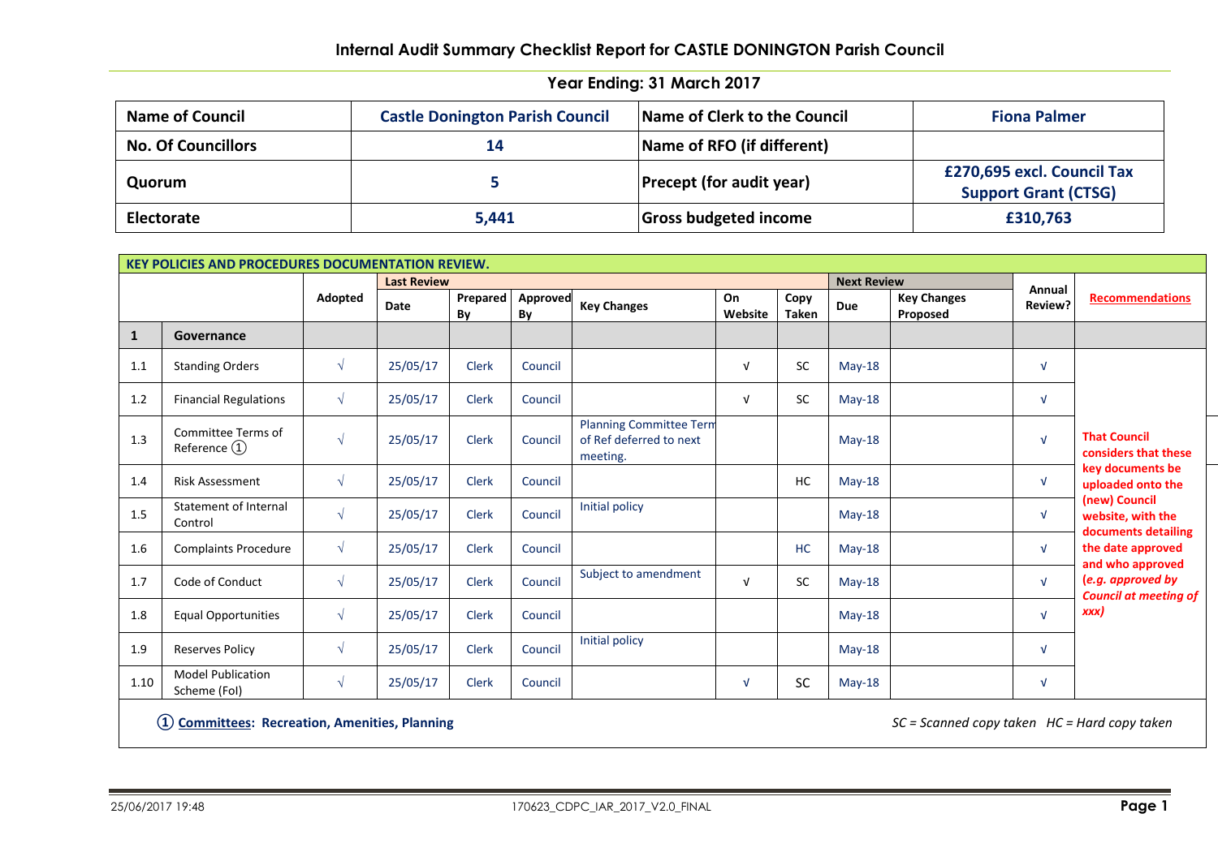## Internal Audit Summary Checklist Report for CASTLE DONINGTON Parish Council

### Year Ending: 31 March 2017

| Name of Council | Castle Donington Parish Council | Name of Clerk to the Council | Fiona Palmer |
|---|---|---|---|
| No. Of Councillors | 14 | Name of RFO (if different) | |
| Quorum | 5 | Precept (for audit year) | £270,695 excl. Council Tax Support Grant (CTSG) |
| Electorate | 5,441 | Gross budgeted income | £310,763 |

**KEY POLICIES AND PROCEDURES DOCUMENTATION REVIEW.**

| | | Adopted | Last Review | | | | | | Next Review | | Annual Review? | Recommendations |
|---|---|---|---|---|---|---|---|---|---|---|---|---|
| | | | Date | Prepared By | Approved By | Key Changes | On Website | Copy Taken | Due | Key Changes Proposed | | |
| **1** | **Governance** | | | | | | | | | | | |
| 1.1 | Standing Orders | √ | 25/05/17 | Clerk | Council | | √ | SC | May-18 | | √ | **That Council considers that these key documents be uploaded onto the (new) Council website, with the documents detailing the date approved and who approved (*e.g. approved by Council at meeting of xxx*)** |
| 1.2 | Financial Regulations | √ | 25/05/17 | Clerk | Council | | √ | SC | May-18 | | √ | |
| 1.3 | Committee Terms of Reference ① | √ | 25/05/17 | Clerk | Council | Planning Committee Term of Ref deferred to next meeting. | | | May-18 | | √ | |
| 1.4 | Risk Assessment | √ | 25/05/17 | Clerk | Council | | | HC | May-18 | | √ | |
| 1.5 | Statement of Internal Control | √ | 25/05/17 | Clerk | Council | Initial policy | | | May-18 | | √ | |
| 1.6 | Complaints Procedure | √ | 25/05/17 | Clerk | Council | | | HC | May-18 | | √ | |
| 1.7 | Code of Conduct | √ | 25/05/17 | Clerk | Council | Subject to amendment | √ | SC | May-18 | | √ | |
| 1.8 | Equal Opportunities | √ | 25/05/17 | Clerk | Council | | | | May-18 | | √ | |
| 1.9 | Reserves Policy | √ | 25/05/17 | Clerk | Council | Initial policy | | | May-18 | | √ | |
| 1.10 | Model Publication Scheme (FoI) | √ | 25/05/17 | Clerk | Council | | √ | SC | May-18 | | √ | |

① **Committees: Recreation, Amenities, Planning**

*SC = Scanned copy taken HC = Hard copy taken*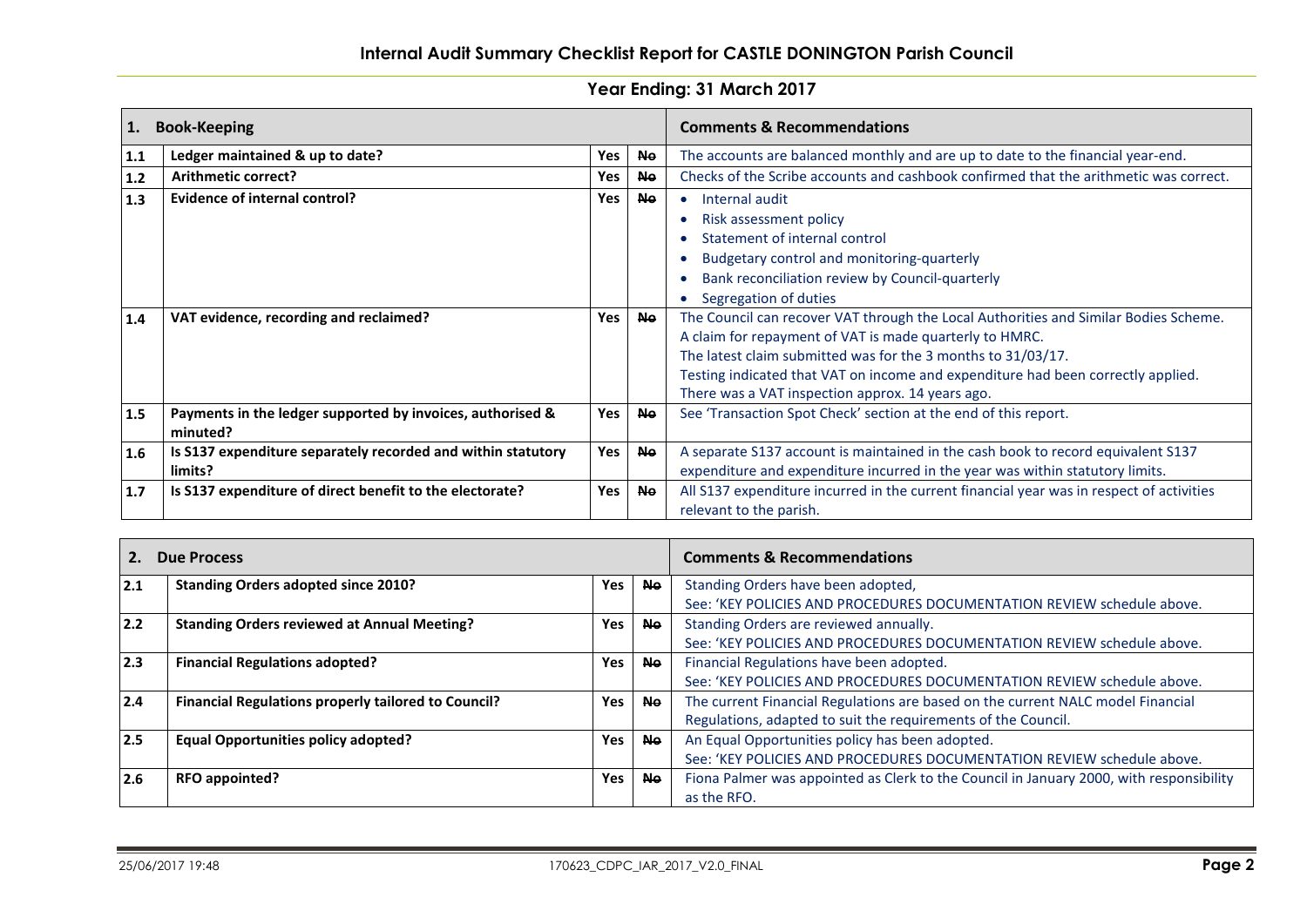## Internal Audit Summary Checklist Report for CASTLE DONINGTON Parish Council

### Year Ending: 31 March 2017

| 1. | Book-Keeping | | | Comments & Recommendations |
|---|---|---|---|---|
| 1.1 | **Ledger maintained & up to date?** | **Yes** | ~~No~~ | The accounts are balanced monthly and are up to date to the financial year-end. |
| 1.2 | **Arithmetic correct?** | **Yes** | ~~No~~ | Checks of the Scribe accounts and cashbook confirmed that the arithmetic was correct. |
| 1.3 | **Evidence of internal control?** | **Yes** | ~~No~~ | • Internal audit<br>• Risk assessment policy<br>• Statement of internal control<br>• Budgetary control and monitoring-quarterly<br>• Bank reconciliation review by Council-quarterly<br>• Segregation of duties |
| 1.4 | **VAT evidence, recording and reclaimed?** | **Yes** | ~~No~~ | The Council can recover VAT through the Local Authorities and Similar Bodies Scheme.<br>A claim for repayment of VAT is made quarterly to HMRC.<br>The latest claim submitted was for the 3 months to 31/03/17.<br>Testing indicated that VAT on income and expenditure had been correctly applied.<br>There was a VAT inspection approx. 14 years ago. |
| 1.5 | **Payments in the ledger supported by invoices, authorised & minuted?** | **Yes** | ~~No~~ | See 'Transaction Spot Check' section at the end of this report. |
| 1.6 | **Is S137 expenditure separately recorded and within statutory limits?** | **Yes** | ~~No~~ | A separate S137 account is maintained in the cash book to record equivalent S137 expenditure and expenditure incurred in the year was within statutory limits. |
| 1.7 | **Is S137 expenditure of direct benefit to the electorate?** | **Yes** | ~~No~~ | All S137 expenditure incurred in the current financial year was in respect of activities relevant to the parish. |

| 2. | Due Process | | | Comments & Recommendations |
|---|---|---|---|---|
| 2.1 | **Standing Orders adopted since 2010?** | **Yes** | ~~No~~ | Standing Orders have been adopted,<br>See: 'KEY POLICIES AND PROCEDURES DOCUMENTATION REVIEW schedule above. |
| 2.2 | **Standing Orders reviewed at Annual Meeting?** | **Yes** | ~~No~~ | Standing Orders are reviewed annually.<br>See: 'KEY POLICIES AND PROCEDURES DOCUMENTATION REVIEW schedule above. |
| 2.3 | **Financial Regulations adopted?** | **Yes** | ~~No~~ | Financial Regulations have been adopted.<br>See: 'KEY POLICIES AND PROCEDURES DOCUMENTATION REVIEW schedule above. |
| 2.4 | **Financial Regulations properly tailored to Council?** | **Yes** | ~~No~~ | The current Financial Regulations are based on the current NALC model Financial Regulations, adapted to suit the requirements of the Council. |
| 2.5 | **Equal Opportunities policy adopted?** | **Yes** | ~~No~~ | An Equal Opportunities policy has been adopted.<br>See: 'KEY POLICIES AND PROCEDURES DOCUMENTATION REVIEW schedule above. |
| 2.6 | **RFO appointed?** | **Yes** | ~~No~~ | Fiona Palmer was appointed as Clerk to the Council in January 2000, with responsibility as the RFO. |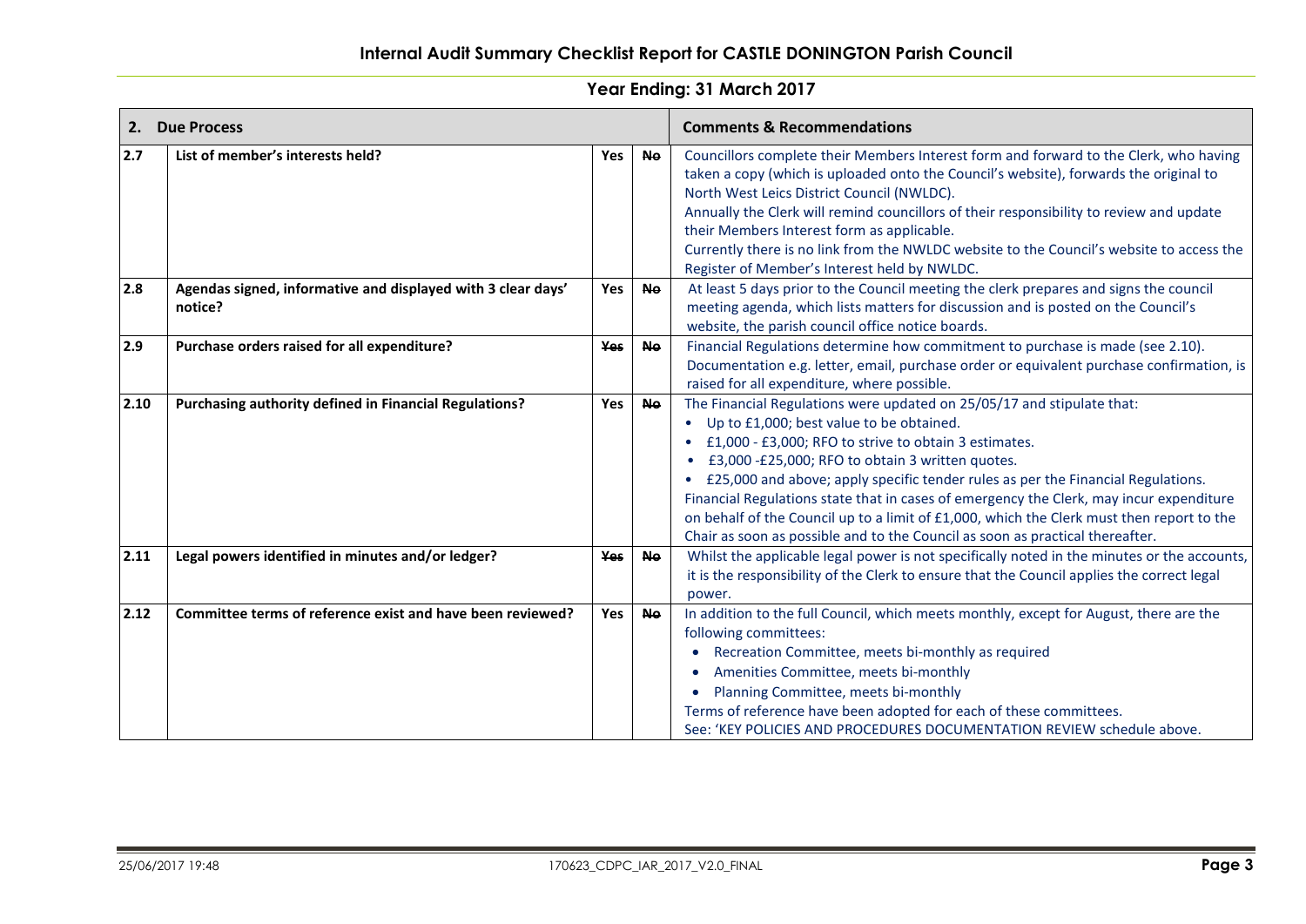## Internal Audit Summary Checklist Report for CASTLE DONINGTON Parish Council

### Year Ending: 31 March 2017

| 2. | Due Process | | | Comments & Recommendations |
|---|---|---|---|---|
| 2.7 | List of member's interests held? | Yes | ~~No~~ | Councillors complete their Members Interest form and forward to the Clerk, who having taken a copy (which is uploaded onto the Council's website), forwards the original to North West Leics District Council (NWLDC).<br>Annually the Clerk will remind councillors of their responsibility to review and update their Members Interest form as applicable.<br>Currently there is no link from the NWLDC website to the Council's website to access the Register of Member's Interest held by NWLDC. |
| 2.8 | Agendas signed, informative and displayed with 3 clear days' notice? | Yes | ~~No~~ | At least 5 days prior to the Council meeting the clerk prepares and signs the council meeting agenda, which lists matters for discussion and is posted on the Council's website, the parish council office notice boards. |
| 2.9 | Purchase orders raised for all expenditure? | ~~Yes~~ | ~~No~~ | Financial Regulations determine how commitment to purchase is made (see 2.10). Documentation e.g. letter, email, purchase order or equivalent purchase confirmation, is raised for all expenditure, where possible. |
| 2.10 | Purchasing authority defined in Financial Regulations? | Yes | ~~No~~ | The Financial Regulations were updated on 25/05/17 and stipulate that:<br>• Up to £1,000; best value to be obtained.<br>• £1,000 - £3,000; RFO to strive to obtain 3 estimates.<br>• £3,000 -£25,000; RFO to obtain 3 written quotes.<br>• £25,000 and above; apply specific tender rules as per the Financial Regulations.<br>Financial Regulations state that in cases of emergency the Clerk, may incur expenditure on behalf of the Council up to a limit of £1,000, which the Clerk must then report to the Chair as soon as possible and to the Council as soon as practical thereafter. |
| 2.11 | Legal powers identified in minutes and/or ledger? | ~~Yes~~ | ~~No~~ | Whilst the applicable legal power is not specifically noted in the minutes or the accounts, it is the responsibility of the Clerk to ensure that the Council applies the correct legal power. |
| 2.12 | Committee terms of reference exist and have been reviewed? | Yes | ~~No~~ | In addition to the full Council, which meets monthly, except for August, there are the following committees:<br>• Recreation Committee, meets bi-monthly as required<br>• Amenities Committee, meets bi-monthly<br>• Planning Committee, meets bi-monthly<br>Terms of reference have been adopted for each of these committees.<br>See: 'KEY POLICIES AND PROCEDURES DOCUMENTATION REVIEW schedule above. |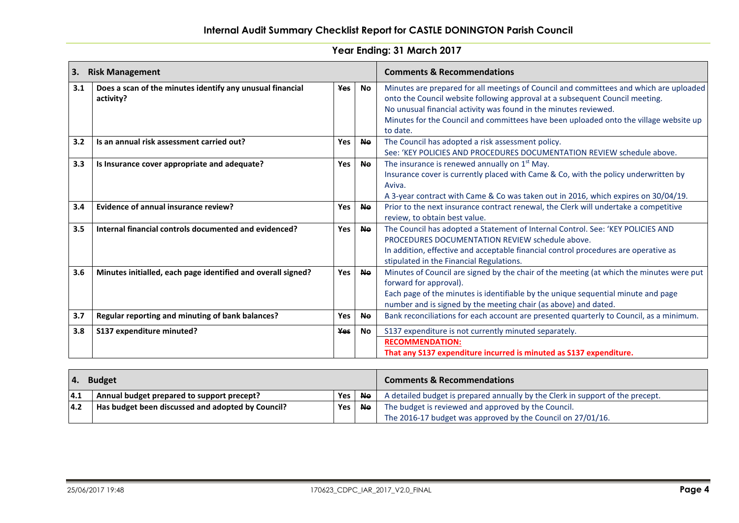## Internal Audit Summary Checklist Report for CASTLE DONINGTON Parish Council

### Year Ending: 31 March 2017

| 3. | Risk Management | | | Comments & Recommendations |
|---|---|---|---|---|
| 3.1 | **Does a scan of the minutes identify any unusual financial activity?** | ~~Yes~~ | **No** | Minutes are prepared for all meetings of Council and committees and which are uploaded onto the Council website following approval at a subsequent Council meeting.<br>No unusual financial activity was found in the minutes reviewed.<br>Minutes for the Council and committees have been uploaded onto the village website up to date. |
| 3.2 | **Is an annual risk assessment carried out?** | **Yes** | ~~No~~ | The Council has adopted a risk assessment policy.<br>See: 'KEY POLICIES AND PROCEDURES DOCUMENTATION REVIEW schedule above. |
| 3.3 | **Is Insurance cover appropriate and adequate?** | **Yes** | ~~No~~ | The insurance is renewed annually on 1st May.<br>Insurance cover is currently placed with Came & Co, with the policy underwritten by Aviva.<br>A 3-year contract with Came & Co was taken out in 2016, which expires on 30/04/19. |
| 3.4 | **Evidence of annual insurance review?** | **Yes** | ~~No~~ | Prior to the next insurance contract renewal, the Clerk will undertake a competitive review, to obtain best value. |
| 3.5 | **Internal financial controls documented and evidenced?** | **Yes** | ~~No~~ | The Council has adopted a Statement of Internal Control. See: 'KEY POLICIES AND PROCEDURES DOCUMENTATION REVIEW schedule above.<br>In addition, effective and acceptable financial control procedures are operative as stipulated in the Financial Regulations. |
| 3.6 | **Minutes initialled, each page identified and overall signed?** | **Yes** | ~~No~~ | Minutes of Council are signed by the chair of the meeting (at which the minutes were put forward for approval).<br>Each page of the minutes is identifiable by the unique sequential minute and page number and is signed by the meeting chair (as above) and dated. |
| 3.7 | **Regular reporting and minuting of bank balances?** | **Yes** | ~~No~~ | Bank reconciliations for each account are presented quarterly to Council, as a minimum. |
| 3.8 | **S137 expenditure minuted?** | ~~Yes~~ | **No** | S137 expenditure is not currently minuted separately.<br>**RECOMMENDATION:**<br>**That any S137 expenditure incurred is minuted as S137 expenditure.** |

| 4. | Budget | | | Comments & Recommendations |
|---|---|---|---|---|
| 4.1 | **Annual budget prepared to support precept?** | **Yes** | ~~No~~ | A detailed budget is prepared annually by the Clerk in support of the precept. |
| 4.2 | **Has budget been discussed and adopted by Council?** | **Yes** | ~~No~~ | The budget is reviewed and approved by the Council.<br>The 2016-17 budget was approved by the Council on 27/01/16. |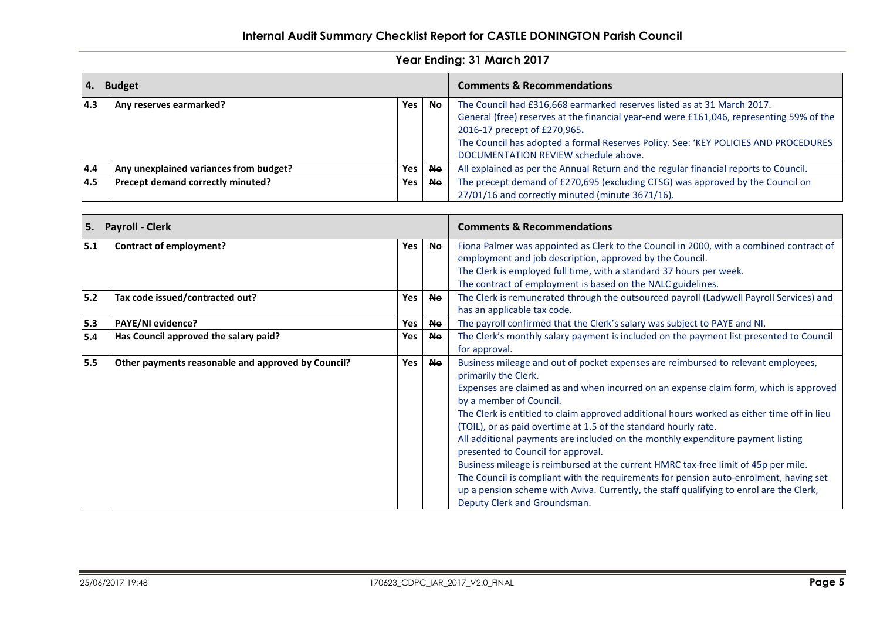## Internal Audit Summary Checklist Report for CASTLE DONINGTON Parish Council

### Year Ending: 31 March 2017

| 4. | Budget | | | Comments & Recommendations |
|---|---|---|---|---|
| 4.3 | **Any reserves earmarked?** | Yes | ~~No~~ | The Council had £316,668 earmarked reserves listed as at 31 March 2017. General (free) reserves at the financial year-end were £161,046, representing 59% of the 2016-17 precept of £270,965. The Council has adopted a formal Reserves Policy. See: 'KEY POLICIES AND PROCEDURES DOCUMENTATION REVIEW schedule above. |
| 4.4 | **Any unexplained variances from budget?** | Yes | ~~No~~ | All explained as per the Annual Return and the regular financial reports to Council. |
| 4.5 | **Precept demand correctly minuted?** | Yes | ~~No~~ | The precept demand of £270,695 (excluding CTSG) was approved by the Council on 27/01/16 and correctly minuted (minute 3671/16). |

| 5. | Payroll - Clerk | | | Comments & Recommendations |
|---|---|---|---|---|
| 5.1 | **Contract of employment?** | Yes | ~~No~~ | Fiona Palmer was appointed as Clerk to the Council in 2000, with a combined contract of employment and job description, approved by the Council. The Clerk is employed full time, with a standard 37 hours per week. The contract of employment is based on the NALC guidelines. |
| 5.2 | **Tax code issued/contracted out?** | Yes | ~~No~~ | The Clerk is remunerated through the outsourced payroll (Ladywell Payroll Services) and has an applicable tax code. |
| 5.3 | **PAYE/NI evidence?** | Yes | ~~No~~ | The payroll confirmed that the Clerk's salary was subject to PAYE and NI. |
| 5.4 | **Has Council approved the salary paid?** | Yes | ~~No~~ | The Clerk's monthly salary payment is included on the payment list presented to Council for approval. |
| 5.5 | **Other payments reasonable and approved by Council?** | Yes | ~~No~~ | Business mileage and out of pocket expenses are reimbursed to relevant employees, primarily the Clerk. Expenses are claimed as and when incurred on an expense claim form, which is approved by a member of Council. The Clerk is entitled to claim approved additional hours worked as either time off in lieu (TOIL), or as paid overtime at 1.5 of the standard hourly rate. All additional payments are included on the monthly expenditure payment listing presented to Council for approval. Business mileage is reimbursed at the current HMRC tax-free limit of 45p per mile. The Council is compliant with the requirements for pension auto-enrolment, having set up a pension scheme with Aviva. Currently, the staff qualifying to enrol are the Clerk, Deputy Clerk and Groundsman. |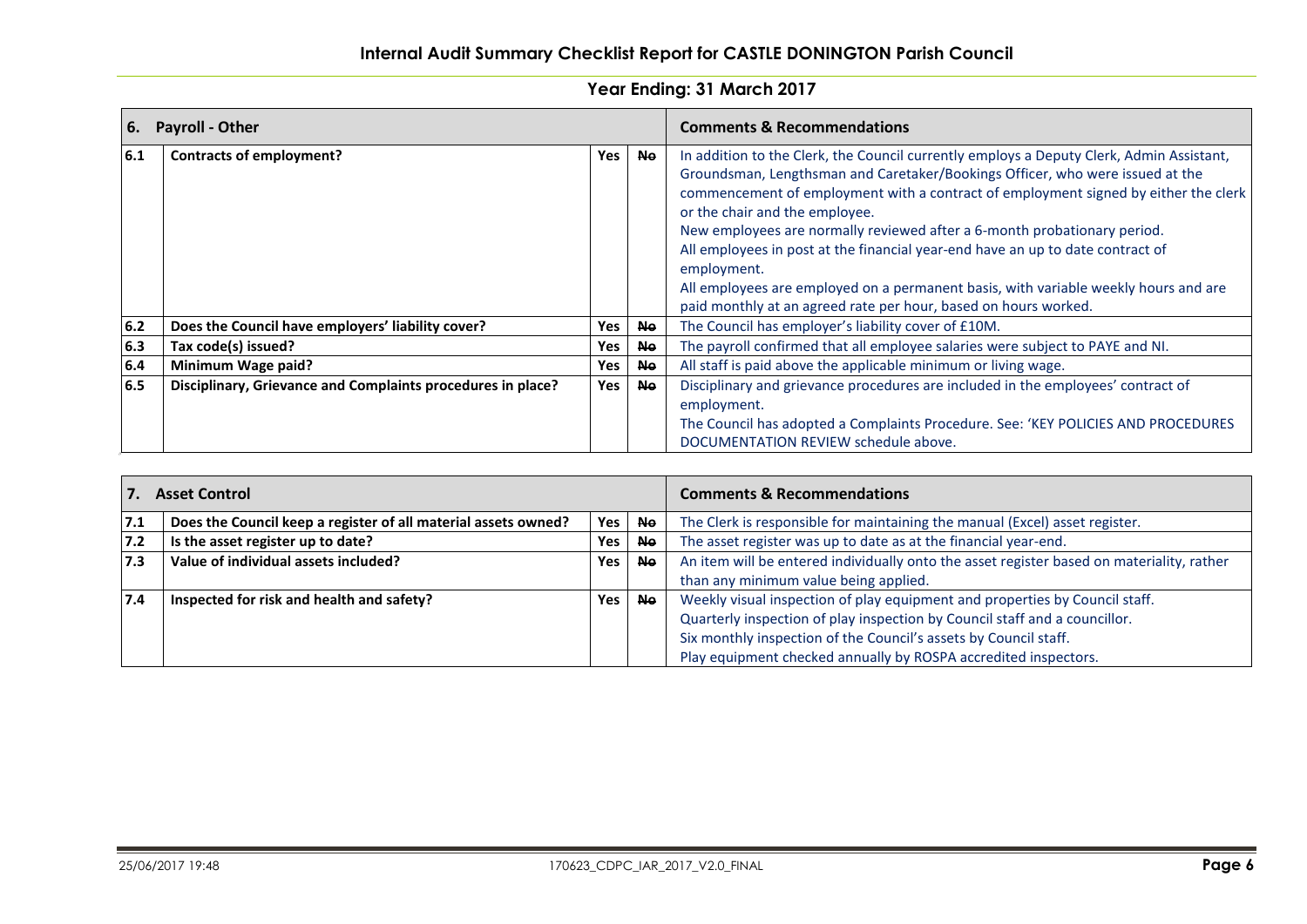## Internal Audit Summary Checklist Report for CASTLE DONINGTON Parish Council

### Year Ending: 31 March 2017

| 6. | Payroll - Other | | | Comments & Recommendations |
|---|---|---|---|---|
| 6.1 | **Contracts of employment?** | **Yes** | ~~**No**~~ | In addition to the Clerk, the Council currently employs a Deputy Clerk, Admin Assistant, Groundsman, Lengthsman and Caretaker/Bookings Officer, who were issued at the commencement of employment with a contract of employment signed by either the clerk or the chair and the employee. New employees are normally reviewed after a 6-month probationary period. All employees in post at the financial year-end have an up to date contract of employment. All employees are employed on a permanent basis, with variable weekly hours and are paid monthly at an agreed rate per hour, based on hours worked. |
| 6.2 | **Does the Council have employers' liability cover?** | **Yes** | ~~**No**~~ | The Council has employer's liability cover of £10M. |
| 6.3 | **Tax code(s) issued?** | **Yes** | ~~**No**~~ | The payroll confirmed that all employee salaries were subject to PAYE and NI. |
| 6.4 | **Minimum Wage paid?** | **Yes** | ~~**No**~~ | All staff is paid above the applicable minimum or living wage. |
| 6.5 | **Disciplinary, Grievance and Complaints procedures in place?** | **Yes** | ~~**No**~~ | Disciplinary and grievance procedures are included in the employees' contract of employment. The Council has adopted a Complaints Procedure. See: 'KEY POLICIES AND PROCEDURES DOCUMENTATION REVIEW schedule above. |

| 7. | Asset Control | | | Comments & Recommendations |
|---|---|---|---|---|
| 7.1 | **Does the Council keep a register of all material assets owned?** | **Yes** | ~~**No**~~ | The Clerk is responsible for maintaining the manual (Excel) asset register. |
| 7.2 | **Is the asset register up to date?** | **Yes** | ~~**No**~~ | The asset register was up to date as at the financial year-end. |
| 7.3 | **Value of individual assets included?** | **Yes** | ~~**No**~~ | An item will be entered individually onto the asset register based on materiality, rather than any minimum value being applied. |
| 7.4 | **Inspected for risk and health and safety?** | **Yes** | ~~**No**~~ | Weekly visual inspection of play equipment and properties by Council staff. Quarterly inspection of play inspection by Council staff and a councillor. Six monthly inspection of the Council's assets by Council staff. Play equipment checked annually by ROSPA accredited inspectors. |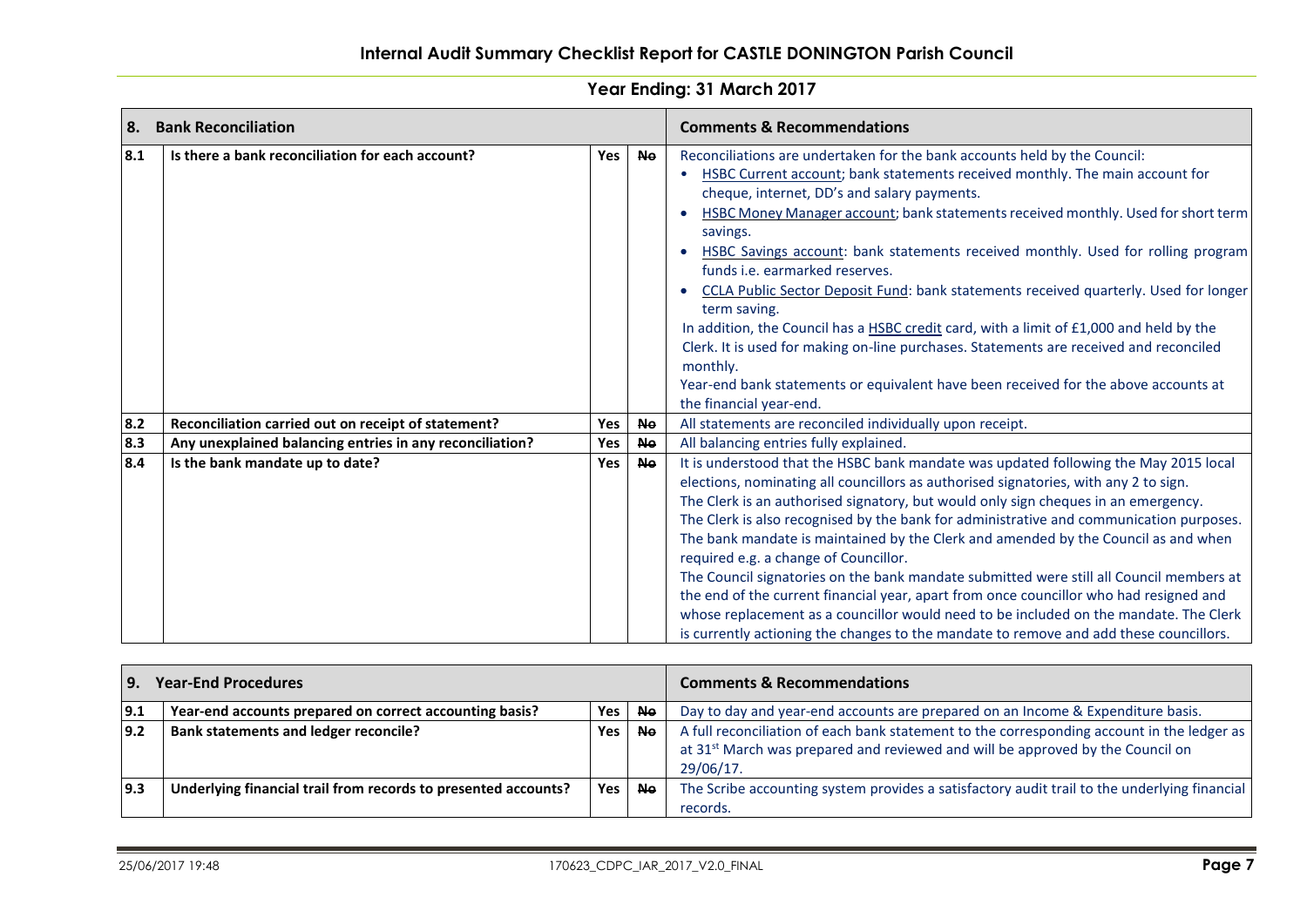## Internal Audit Summary Checklist Report for CASTLE DONINGTON Parish Council

### Year Ending: 31 March 2017

| 8. | Bank Reconciliation | | | Comments & Recommendations |
|---|---|---|---|---|
| 8.1 | Is there a bank reconciliation for each account? | Yes | ~~No~~ | Reconciliations are undertaken for the bank accounts held by the Council:<br>• HSBC Current account; bank statements received monthly. The main account for cheque, internet, DD's and salary payments.<br>• HSBC Money Manager account; bank statements received monthly. Used for short term savings.<br>• HSBC Savings account: bank statements received monthly. Used for rolling program funds i.e. earmarked reserves.<br>• CCLA Public Sector Deposit Fund: bank statements received quarterly. Used for longer term saving.<br>In addition, the Council has a HSBC credit card, with a limit of £1,000 and held by the Clerk. It is used for making on-line purchases. Statements are received and reconciled monthly.<br>Year-end bank statements or equivalent have been received for the above accounts at the financial year-end. |
| 8.2 | Reconciliation carried out on receipt of statement? | Yes | ~~No~~ | All statements are reconciled individually upon receipt. |
| 8.3 | Any unexplained balancing entries in any reconciliation? | Yes | ~~No~~ | All balancing entries fully explained. |
| 8.4 | Is the bank mandate up to date? | Yes | ~~No~~ | It is understood that the HSBC bank mandate was updated following the May 2015 local elections, nominating all councillors as authorised signatories, with any 2 to sign.<br>The Clerk is an authorised signatory, but would only sign cheques in an emergency.<br>The Clerk is also recognised by the bank for administrative and communication purposes.<br>The bank mandate is maintained by the Clerk and amended by the Council as and when required e.g. a change of Councillor.<br>The Council signatories on the bank mandate submitted were still all Council members at the end of the current financial year, apart from once councillor who had resigned and whose replacement as a councillor would need to be included on the mandate. The Clerk is currently actioning the changes to the mandate to remove and add these councillors. |

| 9. | Year-End Procedures | | | Comments & Recommendations |
|---|---|---|---|---|
| 9.1 | Year-end accounts prepared on correct accounting basis? | Yes | ~~No~~ | Day to day and year-end accounts are prepared on an Income & Expenditure basis. |
| 9.2 | Bank statements and ledger reconcile? | Yes | ~~No~~ | A full reconciliation of each bank statement to the corresponding account in the ledger as at 31st March was prepared and reviewed and will be approved by the Council on 29/06/17. |
| 9.3 | Underlying financial trail from records to presented accounts? | Yes | ~~No~~ | The Scribe accounting system provides a satisfactory audit trail to the underlying financial records. |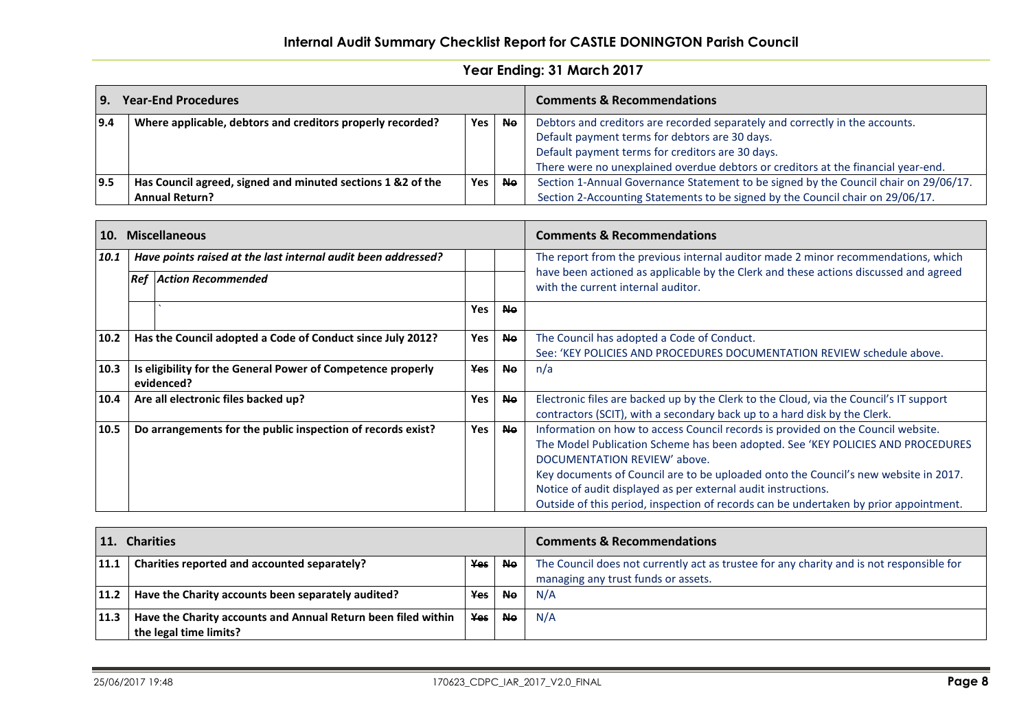# Internal Audit Summary Checklist Report for CASTLE DONINGTON Parish Council

## Year Ending: 31 March 2017

| 9. | Year-End Procedures | | | Comments & Recommendations |
|---|---|---|---|---|
| 9.4 | Where applicable, debtors and creditors properly recorded? | Yes | ~~No~~ | Debtors and creditors are recorded separately and correctly in the accounts.<br>Default payment terms for debtors are 30 days.<br>Default payment terms for creditors are 30 days.<br>There were no unexplained overdue debtors or creditors at the financial year-end. |
| 9.5 | Has Council agreed, signed and minuted sections 1 &2 of the Annual Return? | Yes | ~~No~~ | Section 1-Annual Governance Statement to be signed by the Council chair on 29/06/17.<br>Section 2-Accounting Statements to be signed by the Council chair on 29/06/17. |

| 10. | Miscellaneous | | | | Comments & Recommendations |
|---|---|---|---|---|---|
| 10.1 | *Have points raised at the last internal audit been addressed?* | | | | The report from the previous internal auditor made 2 minor recommendations, which have been actioned as applicable by the Clerk and these actions discussed and agreed with the current internal auditor. |
| | ***Ref*** | ***Action Recommended*** | | | |
| | | ` | Yes | ~~No~~ | |
| 10.2 | Has the Council adopted a Code of Conduct since July 2012? | | Yes | ~~No~~ | The Council has adopted a Code of Conduct.<br>See: 'KEY POLICIES AND PROCEDURES DOCUMENTATION REVIEW schedule above. |
| 10.3 | Is eligibility for the General Power of Competence properly evidenced? | | ~~Yes~~ | ~~No~~ | n/a |
| 10.4 | Are all electronic files backed up? | | Yes | ~~No~~ | Electronic files are backed up by the Clerk to the Cloud, via the Council's IT support contractors (SCIT), with a secondary back up to a hard disk by the Clerk. |
| 10.5 | Do arrangements for the public inspection of records exist? | | Yes | ~~No~~ | Information on how to access Council records is provided on the Council website.<br>The Model Publication Scheme has been adopted. See 'KEY POLICIES AND PROCEDURES DOCUMENTATION REVIEW' above.<br>Key documents of Council are to be uploaded onto the Council's new website in 2017.<br>Notice of audit displayed as per external audit instructions.<br>Outside of this period, inspection of records can be undertaken by prior appointment. |

| 11. | Charities | | | Comments & Recommendations |
|---|---|---|---|---|
| 11.1 | Charities reported and accounted separately? | ~~Yes~~ | ~~No~~ | The Council does not currently act as trustee for any charity and is not responsible for managing any trust funds or assets. |
| 11.2 | Have the Charity accounts been separately audited? | ~~Yes~~ | ~~No~~ | N/A |
| 11.3 | Have the Charity accounts and Annual Return been filed within the legal time limits? | ~~Yes~~ | ~~No~~ | N/A |

25/06/2017 19:48 170623_CDPC_IAR_2017_V2.0_FINAL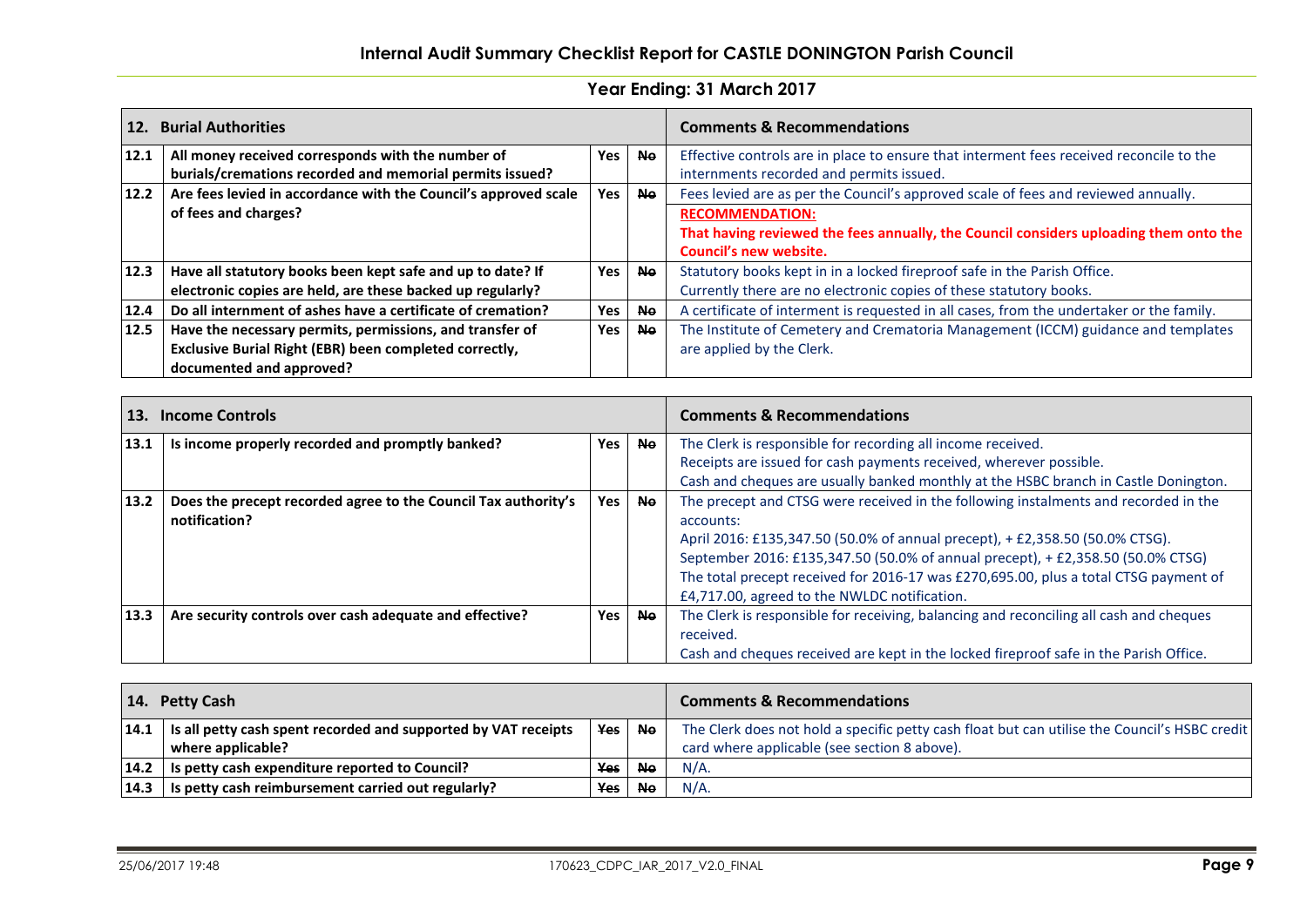# Internal Audit Summary Checklist Report for CASTLE DONINGTON Parish Council

## Year Ending: 31 March 2017

| 12. | Burial Authorities | | | Comments & Recommendations |
|---|---|---|---|---|
| 12.1 | **All money received corresponds with the number of burials/cremations recorded and memorial permits issued?** | Yes | ~~No~~ | Effective controls are in place to ensure that interment fees received reconcile to the internments recorded and permits issued. |
| 12.2 | **Are fees levied in accordance with the Council's approved scale of fees and charges?** | Yes | ~~No~~ | Fees levied are as per the Council's approved scale of fees and reviewed annually.<br>**RECOMMENDATION:**<br>**That having reviewed the fees annually, the Council considers uploading them onto the Council's new website.** |
| 12.3 | **Have all statutory books been kept safe and up to date? If electronic copies are held, are these backed up regularly?** | Yes | ~~No~~ | Statutory books kept in in a locked fireproof safe in the Parish Office.<br>Currently there are no electronic copies of these statutory books. |
| 12.4 | **Do all internment of ashes have a certificate of cremation?** | Yes | ~~No~~ | A certificate of interment is requested in all cases, from the undertaker or the family. |
| 12.5 | **Have the necessary permits, permissions, and transfer of Exclusive Burial Right (EBR) been completed correctly, documented and approved?** | Yes | ~~No~~ | The Institute of Cemetery and Crematoria Management (ICCM) guidance and templates are applied by the Clerk. |

| 13. | Income Controls | | | Comments & Recommendations |
|---|---|---|---|---|
| 13.1 | **Is income properly recorded and promptly banked?** | Yes | ~~No~~ | The Clerk is responsible for recording all income received.<br>Receipts are issued for cash payments received, wherever possible.<br>Cash and cheques are usually banked monthly at the HSBC branch in Castle Donington. |
| 13.2 | **Does the precept recorded agree to the Council Tax authority's notification?** | Yes | ~~No~~ | The precept and CTSG were received in the following instalments and recorded in the accounts:<br>April 2016: £135,347.50 (50.0% of annual precept), + £2,358.50 (50.0% CTSG).<br>September 2016: £135,347.50 (50.0% of annual precept), + £2,358.50 (50.0% CTSG)<br>The total precept received for 2016-17 was £270,695.00, plus a total CTSG payment of £4,717.00, agreed to the NWLDC notification. |
| 13.3 | **Are security controls over cash adequate and effective?** | Yes | ~~No~~ | The Clerk is responsible for receiving, balancing and reconciling all cash and cheques received.<br>Cash and cheques received are kept in the locked fireproof safe in the Parish Office. |

| 14. | Petty Cash | | | Comments & Recommendations |
|---|---|---|---|---|
| 14.1 | **Is all petty cash spent recorded and supported by VAT receipts where applicable?** | ~~Yes~~ | ~~No~~ | The Clerk does not hold a specific petty cash float but can utilise the Council's HSBC credit card where applicable (see section 8 above). |
| 14.2 | **Is petty cash expenditure reported to Council?** | ~~Yes~~ | ~~No~~ | N/A. |
| 14.3 | **Is petty cash reimbursement carried out regularly?** | ~~Yes~~ | ~~No~~ | N/A. |

25/06/2017 19:48 170623_CDPC_IAR_2017_V2.0_FINAL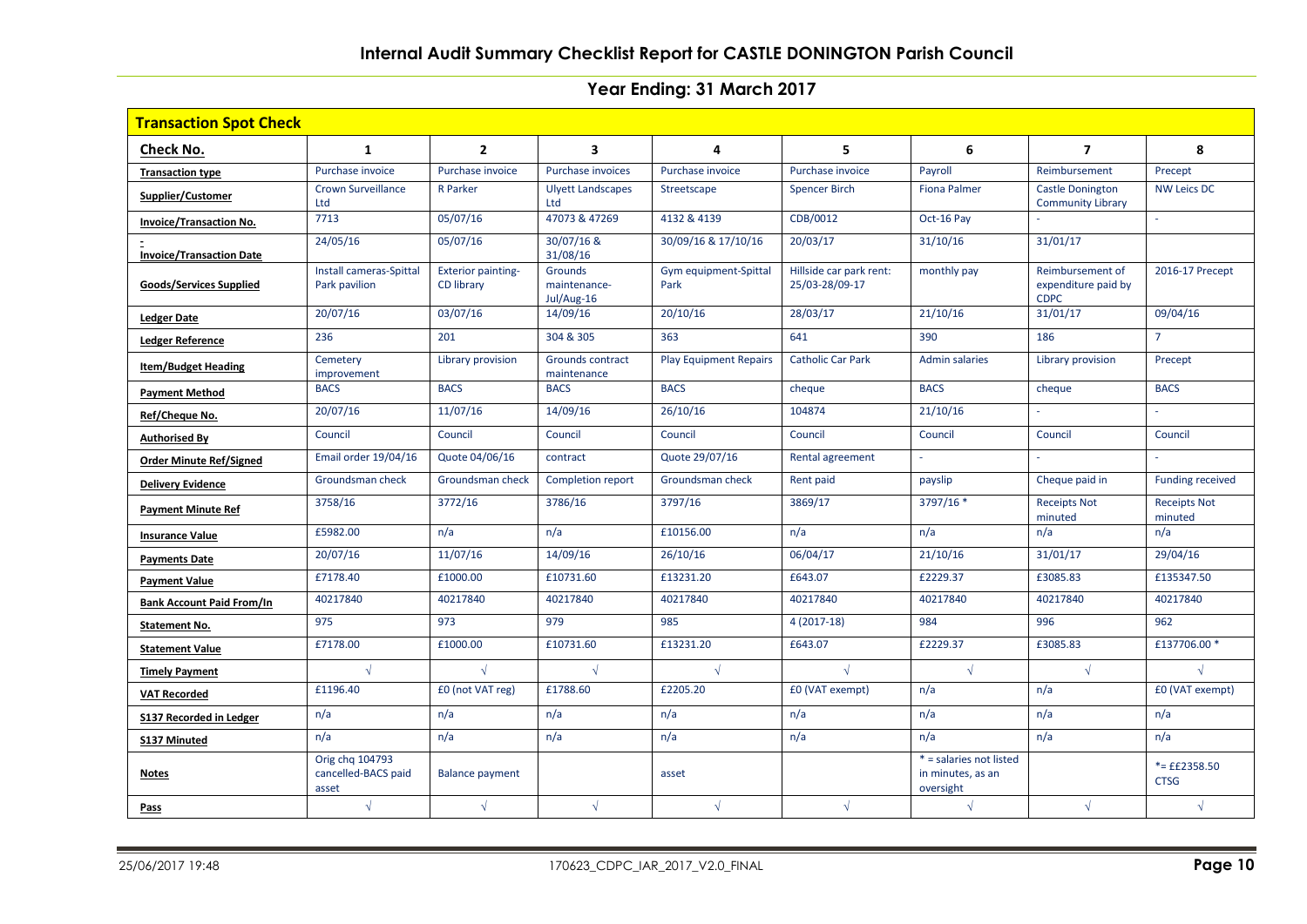# Internal Audit Summary Checklist Report for CASTLE DONINGTON Parish Council

## Year Ending: 31 March 2017

### Transaction Spot Check

| Check No. | 1 | 2 | 3 | 4 | 5 | 6 | 7 | 8 |
|---|---|---|---|---|---|---|---|---|
| Transaction type | Purchase invoice | Purchase invoice | Purchase invoices | Purchase invoice | Purchase invoice | Payroll | Reimbursement | Precept |
| Supplier/Customer | Crown Surveillance Ltd | R Parker | Ulyett Landscapes Ltd | Streetscape | Spencer Birch | Fiona Palmer | Castle Donington Community Library | NW Leics DC |
| Invoice/Transaction No. | 7713 | 05/07/16 | 47073 & 47269 | 4132 & 4139 | CDB/0012 | Oct-16 Pay | - | - |
| Invoice/Transaction Date | 24/05/16 | 05/07/16 | 30/07/16 & 31/08/16 | 30/09/16 & 17/10/16 | 20/03/17 | 31/10/16 | 31/01/17 | |
| Goods/Services Supplied | Install cameras-Spittal Park pavilion | Exterior painting-CD library | Grounds maintenance-Jul/Aug-16 | Gym equipment-Spittal Park | Hillside car park rent: 25/03-28/09-17 | monthly pay | Reimbursement of expenditure paid by CDPC | 2016-17 Precept |
| Ledger Date | 20/07/16 | 03/07/16 | 14/09/16 | 20/10/16 | 28/03/17 | 21/10/16 | 31/01/17 | 09/04/16 |
| Ledger Reference | 236 | 201 | 304 & 305 | 363 | 641 | 390 | 186 | 7 |
| Item/Budget Heading | Cemetery improvement | Library provision | Grounds contract maintenance | Play Equipment Repairs | Catholic Car Park | Admin salaries | Library provision | Precept |
| Payment Method | BACS | BACS | BACS | BACS | cheque | BACS | cheque | BACS |
| Ref/Cheque No. | 20/07/16 | 11/07/16 | 14/09/16 | 26/10/16 | 104874 | 21/10/16 | - | - |
| Authorised By | Council | Council | Council | Council | Council | Council | Council | Council |
| Order Minute Ref/Signed | Email order 19/04/16 | Quote 04/06/16 | contract | Quote 29/07/16 | Rental agreement | - | - | - |
| Delivery Evidence | Groundsman check | Groundsman check | Completion report | Groundsman check | Rent paid | payslip | Cheque paid in | Funding received |
| Payment Minute Ref | 3758/16 | 3772/16 | 3786/16 | 3797/16 | 3869/17 | 3797/16 * | Receipts Not minuted | Receipts Not minuted |
| Insurance Value | £5982.00 | n/a | n/a | £10156.00 | n/a | n/a | n/a | n/a |
| Payments Date | 20/07/16 | 11/07/16 | 14/09/16 | 26/10/16 | 06/04/17 | 21/10/16 | 31/01/17 | 29/04/16 |
| Payment Value | £7178.40 | £1000.00 | £10731.60 | £13231.20 | £643.07 | £2229.37 | £3085.83 | £135347.50 |
| Bank Account Paid From/In | 40217840 | 40217840 | 40217840 | 40217840 | 40217840 | 40217840 | 40217840 | 40217840 |
| Statement No. | 975 | 973 | 979 | 985 | 4 (2017-18) | 984 | 996 | 962 |
| Statement Value | £7178.00 | £1000.00 | £10731.60 | £13231.20 | £643.07 | £2229.37 | £3085.83 | £137706.00 * |
| Timely Payment | √ | √ | √ | √ | √ | √ | √ | √ |
| VAT Recorded | £1196.40 | £0 (not VAT reg) | £1788.60 | £2205.20 | £0 (VAT exempt) | n/a | n/a | £0 (VAT exempt) |
| S137 Recorded in Ledger | n/a | n/a | n/a | n/a | n/a | n/a | n/a | n/a |
| S137 Minuted | n/a | n/a | n/a | n/a | n/a | n/a | n/a | n/a |
| Notes | Orig chq 104793 cancelled-BACS paid asset | Balance payment | | asset | | * = salaries not listed in minutes, as an oversight | | *= ££2358.50 CTSG |
| Pass | √ | √ | √ | √ | √ | √ | √ | √ |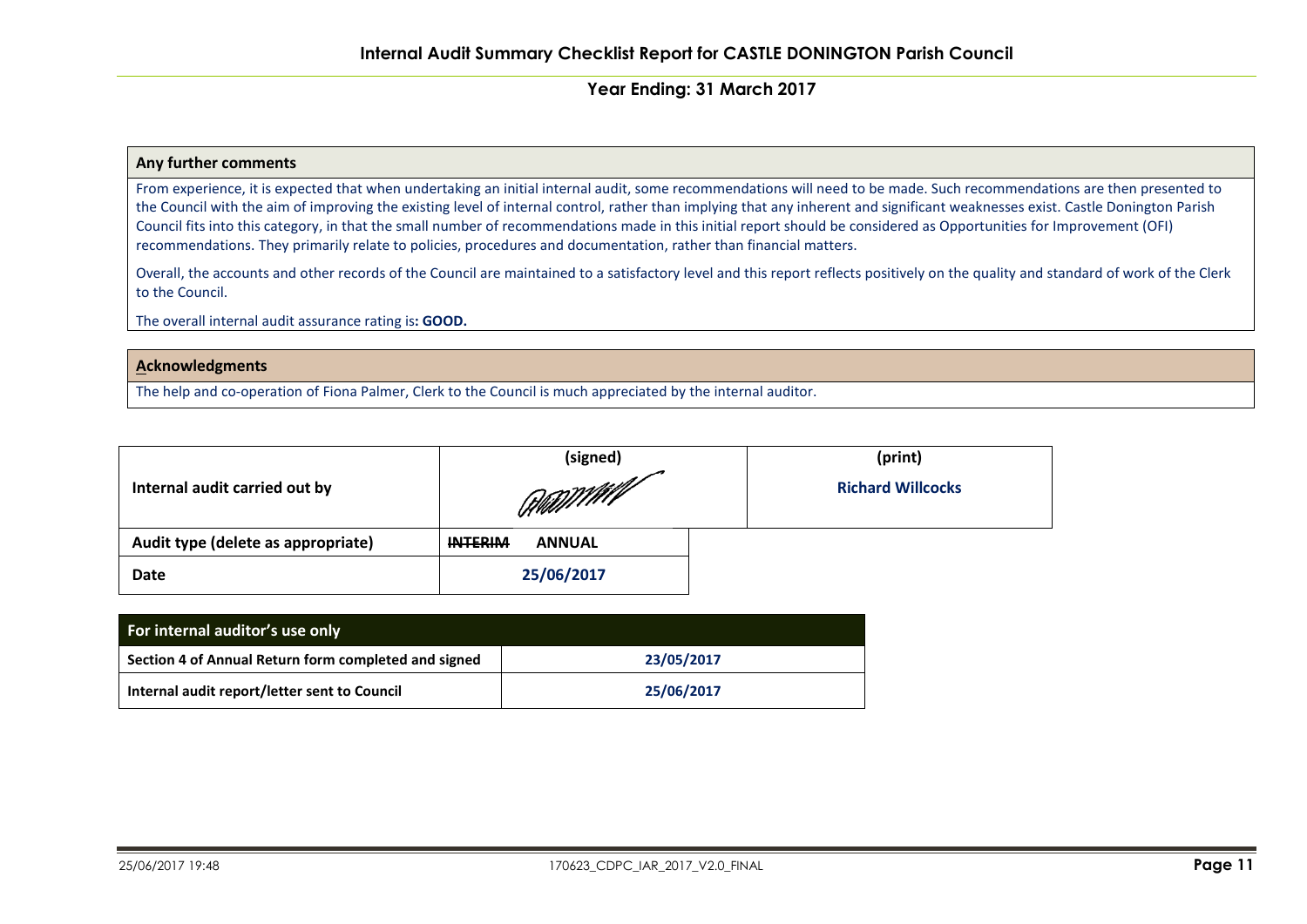# Internal Audit Summary Checklist Report for CASTLE DONINGTON Parish Council

## Year Ending: 31 March 2017

| Any further comments |
|---|
| From experience, it is expected that when undertaking an initial internal audit, some recommendations will need to be made. Such recommendations are then presented to the Council with the aim of improving the existing level of internal control, rather than implying that any inherent and significant weaknesses exist. Castle Donington Parish Council fits into this category, in that the small number of recommendations made in this initial report should be considered as Opportunities for Improvement (OFI) recommendations. They primarily relate to policies, procedures and documentation, rather than financial matters. Overall, the accounts and other records of the Council are maintained to a satisfactory level and this report reflects positively on the quality and standard of work of the Clerk to the Council. The overall internal audit assurance rating is**: GOOD.** |

| Acknowledgments |
|---|
| The help and co-operation of Fiona Palmer, Clerk to the Council is much appreciated by the internal auditor. |

| | (signed) | (print) |
|---|---|---|
| **Internal audit carried out by** | [signature] | **Richard Willcocks** |
| **Audit type (delete as appropriate)** | ~~INTERIM~~ **ANNUAL** | |
| **Date** | **25/06/2017** | |

| For internal auditor's use only | |
|---|---|
| **Section 4 of Annual Return form completed and signed** | **23/05/2017** |
| **Internal audit report/letter sent to Council** | **25/06/2017** |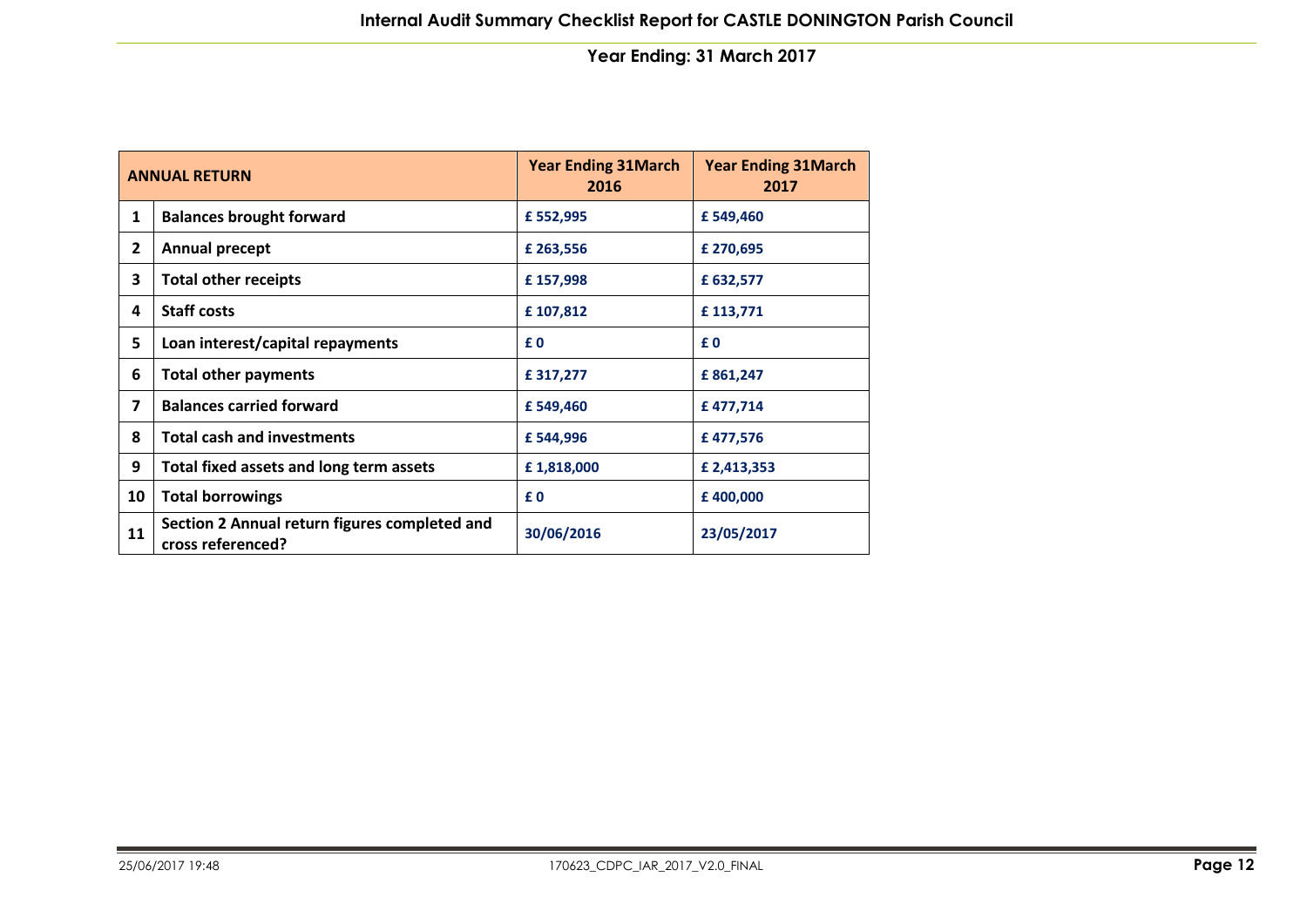## Internal Audit Summary Checklist Report for CASTLE DONINGTON Parish Council

### Year Ending: 31 March 2017

| ANNUAL RETURN | | Year Ending 31March 2016 | Year Ending 31March 2017 |
|---|---|---|---|
| 1 | Balances brought forward | £ 552,995 | £ 549,460 |
| 2 | Annual precept | £ 263,556 | £ 270,695 |
| 3 | Total other receipts | £ 157,998 | £ 632,577 |
| 4 | Staff costs | £ 107,812 | £ 113,771 |
| 5 | Loan interest/capital repayments | £ 0 | £ 0 |
| 6 | Total other payments | £ 317,277 | £ 861,247 |
| 7 | Balances carried forward | £ 549,460 | £ 477,714 |
| 8 | Total cash and investments | £ 544,996 | £ 477,576 |
| 9 | Total fixed assets and long term assets | £ 1,818,000 | £ 2,413,353 |
| 10 | Total borrowings | £ 0 | £ 400,000 |
| 11 | Section 2 Annual return figures completed and cross referenced? | 30/06/2016 | 23/05/2017 |